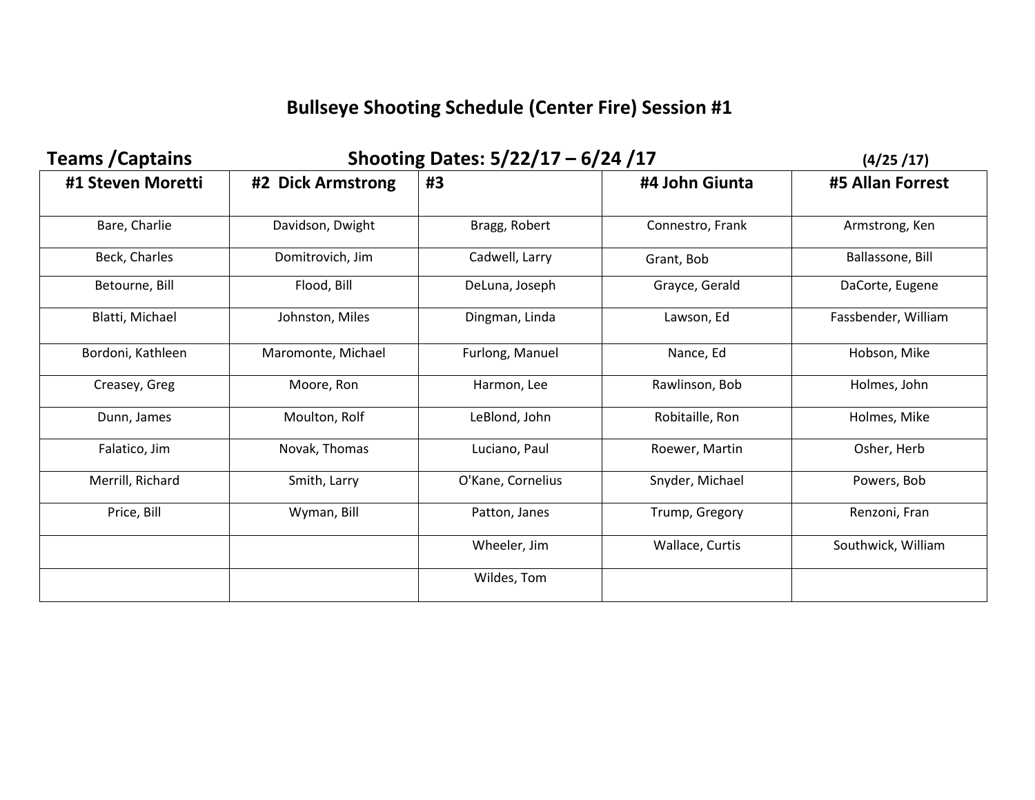# Bullseye Shooting Schedule (Center Fire) Session #1

**Teams /Captains** **Shooting Dates: 5/22/17 – 6/24 /17** **(4/25 /17)**

| #1 Steven Moretti | #2 Dick Armstrong | #3 | #4 John Giunta | #5 Allan Forrest |
|---|---|---|---|---|
| Bare, Charlie | Davidson, Dwight | Bragg, Robert | Connestro, Frank | Armstrong, Ken |
| Beck, Charles | Domitrovich, Jim | Cadwell, Larry | Grant, Bob | Ballassone, Bill |
| Betourne, Bill | Flood, Bill | DeLuna, Joseph | Grayce, Gerald | DaCorte, Eugene |
| Blatti, Michael | Johnston, Miles | Dingman, Linda | Lawson, Ed | Fassbender, William |
| Bordoni, Kathleen | Maromonte, Michael | Furlong, Manuel | Nance, Ed | Hobson, Mike |
| Creasey, Greg | Moore, Ron | Harmon, Lee | Rawlinson, Bob | Holmes, John |
| Dunn, James | Moulton, Rolf | LeBlond, John | Robitaille, Ron | Holmes, Mike |
| Falatico, Jim | Novak, Thomas | Luciano, Paul | Roewer, Martin | Osher, Herb |
| Merrill, Richard | Smith, Larry | O'Kane, Cornelius | Snyder, Michael | Powers, Bob |
| Price, Bill | Wyman, Bill | Patton, Janes | Trump, Gregory | Renzoni, Fran |
| | | Wheeler, Jim | Wallace, Curtis | Southwick, William |
| | | Wildes, Tom | | |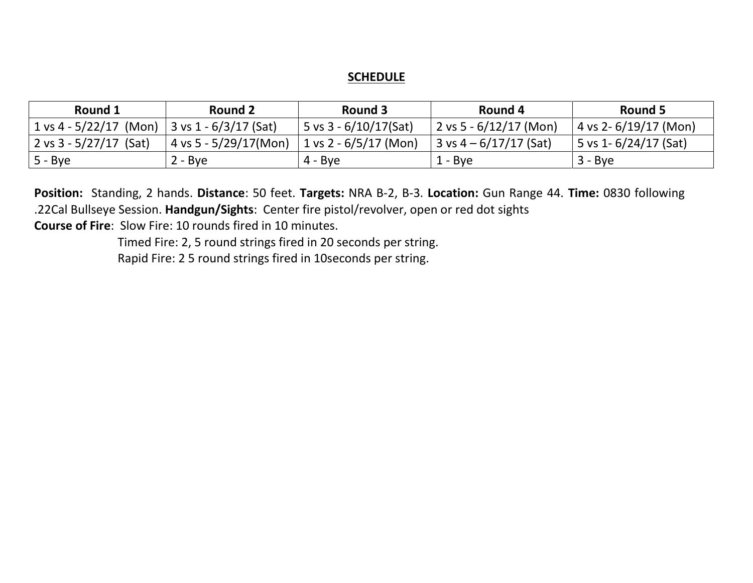## SCHEDULE

| Round 1 | Round 2 | Round 3 | Round 4 | Round 5 |
|---|---|---|---|---|
| 1 vs 4 - 5/22/17 (Mon) | 3 vs 1 - 6/3/17 (Sat) | 5 vs 3 - 6/10/17(Sat) | 2 vs 5 - 6/12/17 (Mon) | 4 vs 2- 6/19/17 (Mon) |
| 2 vs 3 - 5/27/17 (Sat) | 4 vs 5 - 5/29/17(Mon) | 1 vs 2 - 6/5/17 (Mon) | 3 vs 4 – 6/17/17 (Sat) | 5 vs 1- 6/24/17 (Sat) |
| 5 - Bye | 2 - Bye | 4 - Bye | 1 - Bye | 3 - Bye |

**Position:** Standing, 2 hands. **Distance**: 50 feet. **Targets:** NRA B-2, B-3. **Location:** Gun Range 44. **Time:** 0830 following .22Cal Bullseye Session. **Handgun/Sights**: Center fire pistol/revolver, open or red dot sights

**Course of Fire**: Slow Fire: 10 rounds fired in 10 minutes.

Timed Fire: 2, 5 round strings fired in 20 seconds per string.

Rapid Fire: 2 5 round strings fired in 10seconds per string.